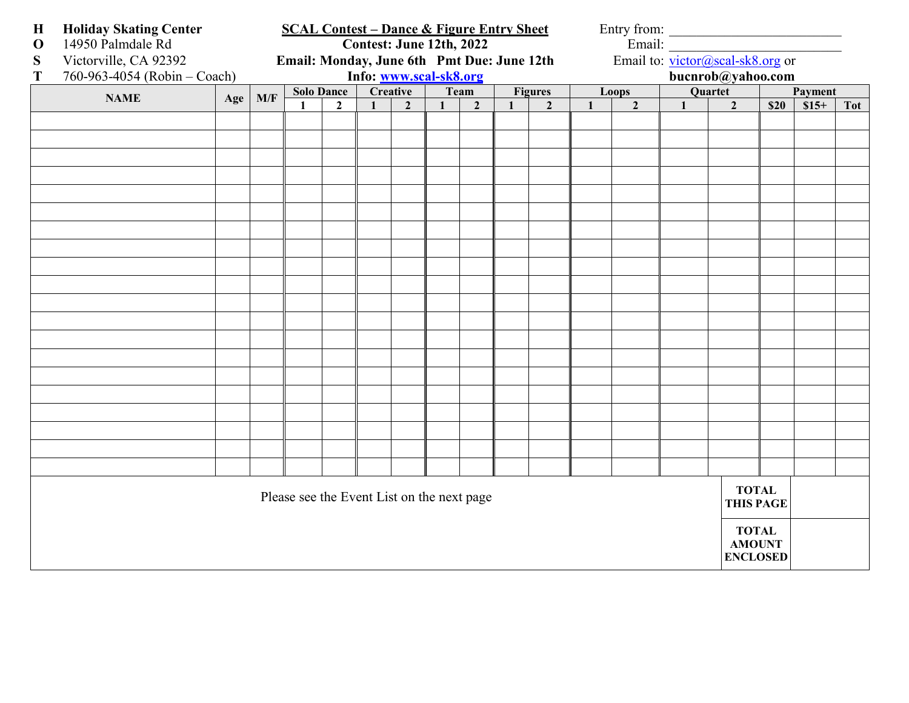**H** **Holiday Skating Center**
**O** 14950 Palmdale Rd
**S** Victorville, CA 92392
**T** 760-963-4054 (Robin – Coach)

**SCAL Contest – Dance & Figure Entry Sheet**
**Contest: June 12th, 2022**
**Email: Monday, June 6th Pmt Due: June 12th**
**Info: www.scal-sk8.org**

Entry from: ____________________
Email: ____________________
Email to: victor@scal-sk8.org or **bucnrob@yahoo.com**

| NAME | Age | M/F | Solo Dance | | Creative | | Team | | Figures | | Loops | | Quartet | | Payment | | |
|---|---|---|---|---|---|---|---|---|---|---|---|---|---|---|---|---|---|
| | | | 1 | 2 | 1 | 2 | 1 | 2 | 1 | 2 | 1 | 2 | 1 | 2 | $20 | $15+ | Tot |
| | | | | | | | | | | | | | | | | | |
| | | | | | | | | | | | | | | | | | |
| | | | | | | | | | | | | | | | | | |
| | | | | | | | | | | | | | | | | | |
| | | | | | | | | | | | | | | | | | |
| | | | | | | | | | | | | | | | | | |
| | | | | | | | | | | | | | | | | | |
| | | | | | | | | | | | | | | | | | |
| | | | | | | | | | | | | | | | | | |
| | | | | | | | | | | | | | | | | | |
| | | | | | | | | | | | | | | | | | |
| | | | | | | | | | | | | | | | | | |
| | | | | | | | | | | | | | | | | | |
| | | | | | | | | | | | | | | | | | |
| | | | | | | | | | | | | | | | | | |
| | | | | | | | | | | | | | | | | | |
| | | | | | | | | | | | | | | | | | |
| | | | | | | | | | | | | | | | | | |
| | | | | | | | | | | | | | | | | | |
| | | | | | | | | | | | | | | | | | |

Please see the Event List on the next page

| | |
|---|---|
| **TOTAL THIS PAGE** | |
| **TOTAL AMOUNT ENCLOSED** | |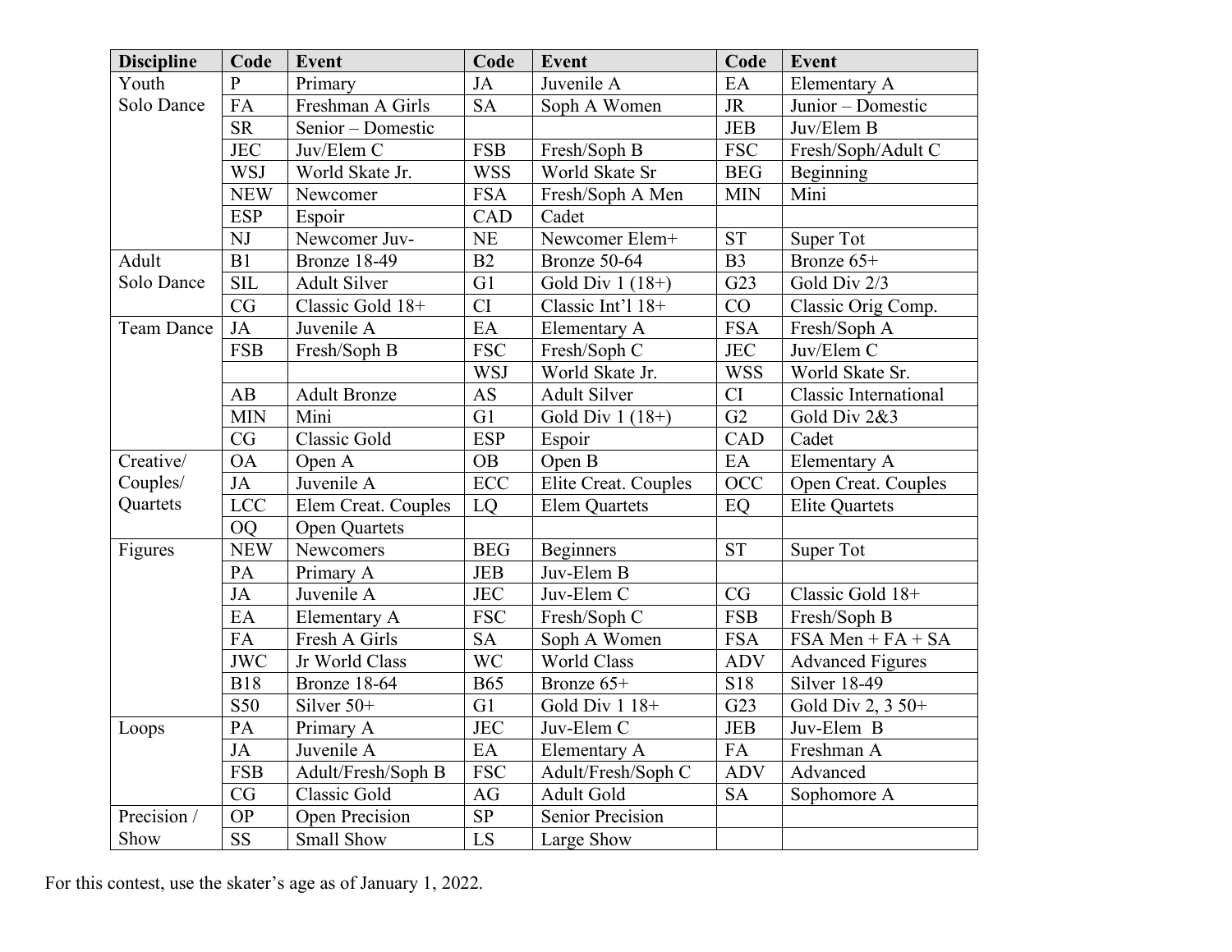| Discipline | Code | Event | Code | Event | Code | Event |
|---|---|---|---|---|---|---|
| Youth Solo Dance | P | Primary | JA | Juvenile A | EA | Elementary A |
| | FA | Freshman A Girls | SA | Soph A Women | JR | Junior – Domestic |
| | SR | Senior – Domestic | | | JEB | Juv/Elem B |
| | JEC | Juv/Elem C | FSB | Fresh/Soph B | FSC | Fresh/Soph/Adult C |
| | WSJ | World Skate Jr. | WSS | World Skate Sr | BEG | Beginning |
| | NEW | Newcomer | FSA | Fresh/Soph A Men | MIN | Mini |
| | ESP | Espoir | CAD | Cadet | | |
| | NJ | Newcomer Juv- | NE | Newcomer Elem+ | ST | Super Tot |
| Adult Solo Dance | B1 | Bronze 18-49 | B2 | Bronze 50-64 | B3 | Bronze 65+ |
| | SIL | Adult Silver | G1 | Gold Div 1 (18+) | G23 | Gold Div 2/3 |
| | CG | Classic Gold 18+ | CI | Classic Int'l 18+ | CO | Classic Orig Comp. |
| Team Dance | JA | Juvenile A | EA | Elementary A | FSA | Fresh/Soph A |
| | FSB | Fresh/Soph B | FSC | Fresh/Soph C | JEC | Juv/Elem C |
| | | | WSJ | World Skate Jr. | WSS | World Skate Sr. |
| | AB | Adult Bronze | AS | Adult Silver | CI | Classic International |
| | MIN | Mini | G1 | Gold Div 1 (18+) | G2 | Gold Div 2&3 |
| | CG | Classic Gold | ESP | Espoir | CAD | Cadet |
| Creative/ Couples/ Quartets | OA | Open A | OB | Open B | EA | Elementary A |
| | JA | Juvenile A | ECC | Elite Creat. Couples | OCC | Open Creat. Couples |
| | LCC | Elem Creat. Couples | LQ | Elem Quartets | EQ | Elite Quartets |
| | OQ | Open Quartets | | | | |
| Figures | NEW | Newcomers | BEG | Beginners | ST | Super Tot |
| | PA | Primary A | JEB | Juv-Elem B | | |
| | JA | Juvenile A | JEC | Juv-Elem C | CG | Classic Gold 18+ |
| | EA | Elementary A | FSC | Fresh/Soph C | FSB | Fresh/Soph B |
| | FA | Fresh A Girls | SA | Soph A Women | FSA | FSA Men + FA + SA |
| | JWC | Jr World Class | WC | World Class | ADV | Advanced Figures |
| | B18 | Bronze 18-64 | B65 | Bronze 65+ | S18 | Silver 18-49 |
| | S50 | Silver 50+ | G1 | Gold Div 1 18+ | G23 | Gold Div 2, 3 50+ |
| Loops | PA | Primary A | JEC | Juv-Elem C | JEB | Juv-Elem B |
| | JA | Juvenile A | EA | Elementary A | FA | Freshman A |
| | FSB | Adult/Fresh/Soph B | FSC | Adult/Fresh/Soph C | ADV | Advanced |
| | CG | Classic Gold | AG | Adult Gold | SA | Sophomore A |
| Precision / Show | OP | Open Precision | SP | Senior Precision | | |
| | SS | Small Show | LS | Large Show | | |

For this contest, use the skater's age as of January 1, 2022.